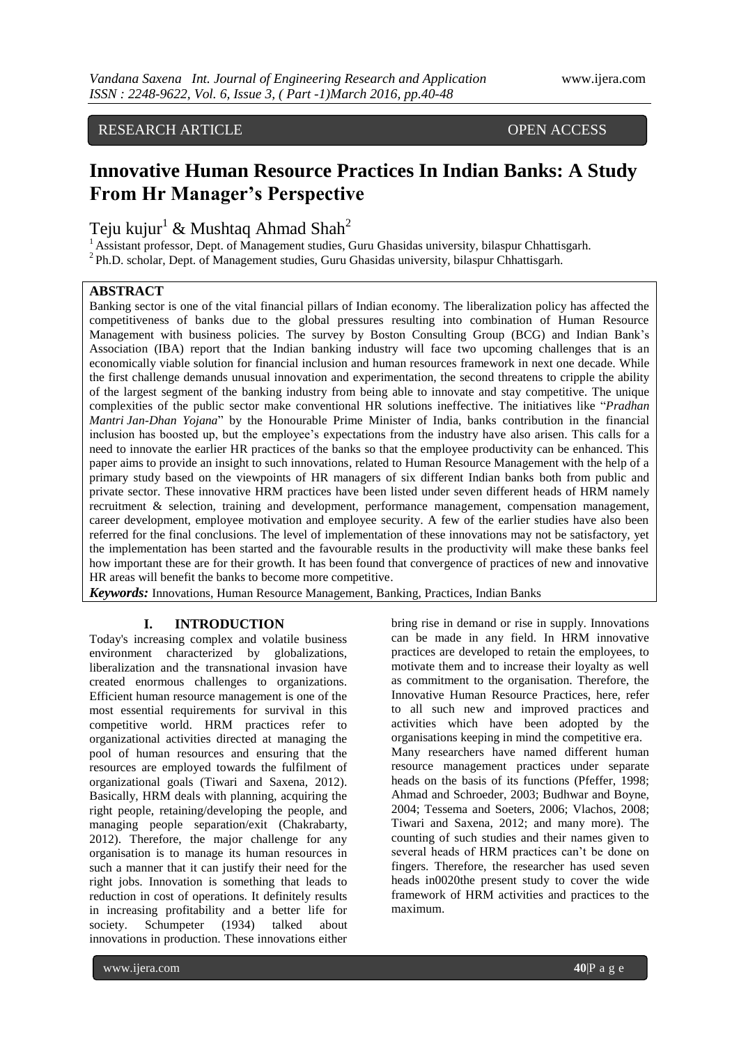RESEARCH ARTICLE OPEN ACCESS

# Innovative Human Resource Practices In Indian Banks: A Study From Hr Manager's Perspective

Teju kujur[1] & Mushtaq Ahmad Shah[2]

[1] Assistant professor, Dept. of Management studies, Guru Ghasidas university, bilaspur Chhattisgarh.
[2] Ph.D. scholar, Dept. of Management studies, Guru Ghasidas university, bilaspur Chhattisgarh.

## ABSTRACT

Banking sector is one of the vital financial pillars of Indian economy. The liberalization policy has affected the competitiveness of banks due to the global pressures resulting into combination of Human Resource Management with business policies. The survey by Boston Consulting Group (BCG) and Indian Bank's Association (IBA) report that the Indian banking industry will face two upcoming challenges that is an economically viable solution for financial inclusion and human resources framework in next one decade. While the first challenge demands unusual innovation and experimentation, the second threatens to cripple the ability of the largest segment of the banking industry from being able to innovate and stay competitive. The unique complexities of the public sector make conventional HR solutions ineffective. The initiatives like "*Pradhan Mantri Jan-Dhan Yojana*" by the Honourable Prime Minister of India, banks contribution in the financial inclusion has boosted up, but the employee's expectations from the industry have also arisen. This calls for a need to innovate the earlier HR practices of the banks so that the employee productivity can be enhanced. This paper aims to provide an insight to such innovations, related to Human Resource Management with the help of a primary study based on the viewpoints of HR managers of six different Indian banks both from public and private sector. These innovative HRM practices have been listed under seven different heads of HRM namely recruitment & selection, training and development, performance management, compensation management, career development, employee motivation and employee security. A few of the earlier studies have also been referred for the final conclusions. The level of implementation of these innovations may not be satisfactory, yet the implementation has been started and the favourable results in the productivity will make these banks feel how important these are for their growth. It has been found that convergence of practices of new and innovative HR areas will benefit the banks to become more competitive.

***Keywords:*** Innovations, Human Resource Management, Banking, Practices, Indian Banks

## I. INTRODUCTION

Today's increasing complex and volatile business environment characterized by globalizations, liberalization and the transnational invasion have created enormous challenges to organizations. Efficient human resource management is one of the most essential requirements for survival in this competitive world. HRM practices refer to organizational activities directed at managing the pool of human resources and ensuring that the resources are employed towards the fulfilment of organizational goals (Tiwari and Saxena, 2012). Basically, HRM deals with planning, acquiring the right people, retaining/developing the people, and managing people separation/exit (Chakrabarty, 2012). Therefore, the major challenge for any organisation is to manage its human resources in such a manner that it can justify their need for the right jobs. Innovation is something that leads to reduction in cost of operations. It definitely results in increasing profitability and a better life for society. Schumpeter (1934) talked about innovations in production. These innovations either bring rise in demand or rise in supply. Innovations can be made in any field. In HRM innovative practices are developed to retain the employees, to motivate them and to increase their loyalty as well as commitment to the organisation. Therefore, the Innovative Human Resource Practices, here, refer to all such new and improved practices and activities which have been adopted by the organisations keeping in mind the competitive era.

Many researchers have named different human resource management practices under separate heads on the basis of its functions (Pfeffer, 1998; Ahmad and Schroeder, 2003; Budhwar and Boyne, 2004; Tessema and Soeters, 2006; Vlachos, 2008; Tiwari and Saxena, 2012; and many more). The counting of such studies and their names given to several heads of HRM practices can't be done on fingers. Therefore, the researcher has used seven heads in0020the present study to cover the wide framework of HRM activities and practices to the maximum.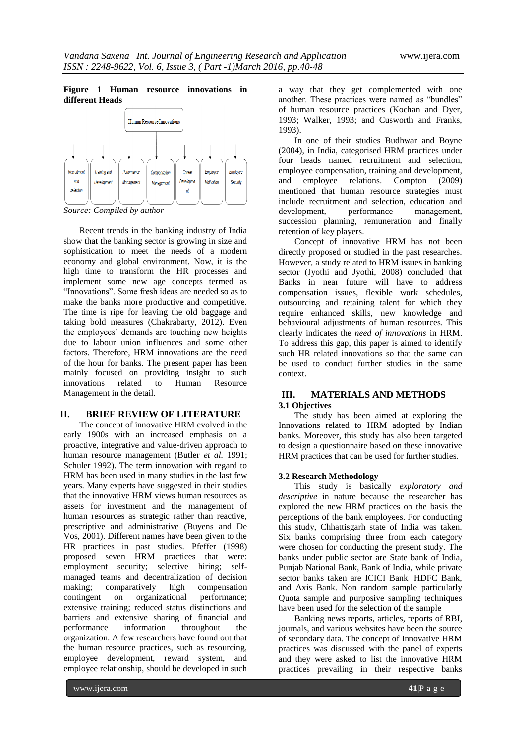**Figure 1 Human resource innovations in different Heads**

Human Resource Innovations

Recruitment and selection | Training and Development | Performance Management | Compensation Management | Career Development | Employee Motivation | Employee Security

*Source: Compiled by author*

Recent trends in the banking industry of India show that the banking sector is growing in size and sophistication to meet the needs of a modern economy and global environment. Now, it is the high time to transform the HR processes and implement some new age concepts termed as "Innovations". Some fresh ideas are needed so as to make the banks more productive and competitive. The time is ripe for leaving the old baggage and taking bold measures (Chakrabarty, 2012). Even the employees' demands are touching new heights due to labour union influences and some other factors. Therefore, HRM innovations are the need of the hour for banks. The present paper has been mainly focused on providing insight to such innovations related to Human Resource Management in the detail.

## II. BRIEF REVIEW OF LITERATURE

The concept of innovative HRM evolved in the early 1900s with an increased emphasis on a proactive, integrative and value-driven approach to human resource management (Butler *et al.* 1991; Schuler 1992). The term innovation with regard to HRM has been used in many studies in the last few years. Many experts have suggested in their studies that the innovative HRM views human resources as assets for investment and the management of human resources as strategic rather than reactive, prescriptive and administrative (Buyens and De Vos, 2001). Different names have been given to the HR practices in past studies. Pfeffer (1998) proposed seven HRM practices that were: employment security; selective hiring; self-managed teams and decentralization of decision making; comparatively high compensation contingent on organizational performance; extensive training; reduced status distinctions and barriers and extensive sharing of financial and performance information throughout the organization. A few researchers have found out that the human resource practices, such as resourcing, employee development, reward system, and employee relationship, should be developed in such a way that they get complemented with one another. These practices were named as "bundles" of human resource practices (Kochan and Dyer, 1993; Walker, 1993; and Cusworth and Franks, 1993).

In one of their studies Budhwar and Boyne (2004), in India, categorised HRM practices under four heads named recruitment and selection, employee compensation, training and development, and employee relations. Compton (2009) mentioned that human resource strategies must include recruitment and selection, education and development, performance management, succession planning, remuneration and finally retention of key players.

Concept of innovative HRM has not been directly proposed or studied in the past researches. However, a study related to HRM issues in banking sector (Jyothi and Jyothi, 2008) concluded that Banks in near future will have to address compensation issues, flexible work schedules, outsourcing and retaining talent for which they require enhanced skills, new knowledge and behavioural adjustments of human resources. This clearly indicates the *need of innovations* in HRM. To address this gap, this paper is aimed to identify such HR related innovations so that the same can be used to conduct further studies in the same context.

## III. MATERIALS AND METHODS

### 3.1 Objectives

The study has been aimed at exploring the Innovations related to HRM adopted by Indian banks. Moreover, this study has also been targeted to design a questionnaire based on these innovative HRM practices that can be used for further studies.

### 3.2 Research Methodology

This study is basically *exploratory and descriptive* in nature because the researcher has explored the new HRM practices on the basis the perceptions of the bank employees. For conducting this study, Chhattisgarh state of India was taken. Six banks comprising three from each category were chosen for conducting the present study. The banks under public sector are State bank of India, Punjab National Bank, Bank of India, while private sector banks taken are ICICI Bank, HDFC Bank, and Axis Bank. Non random sample particularly Quota sample and purposive sampling techniques have been used for the selection of the sample

Banking news reports, articles, reports of RBI, journals, and various websites have been the source of secondary data. The concept of Innovative HRM practices was discussed with the panel of experts and they were asked to list the innovative HRM practices prevailing in their respective banks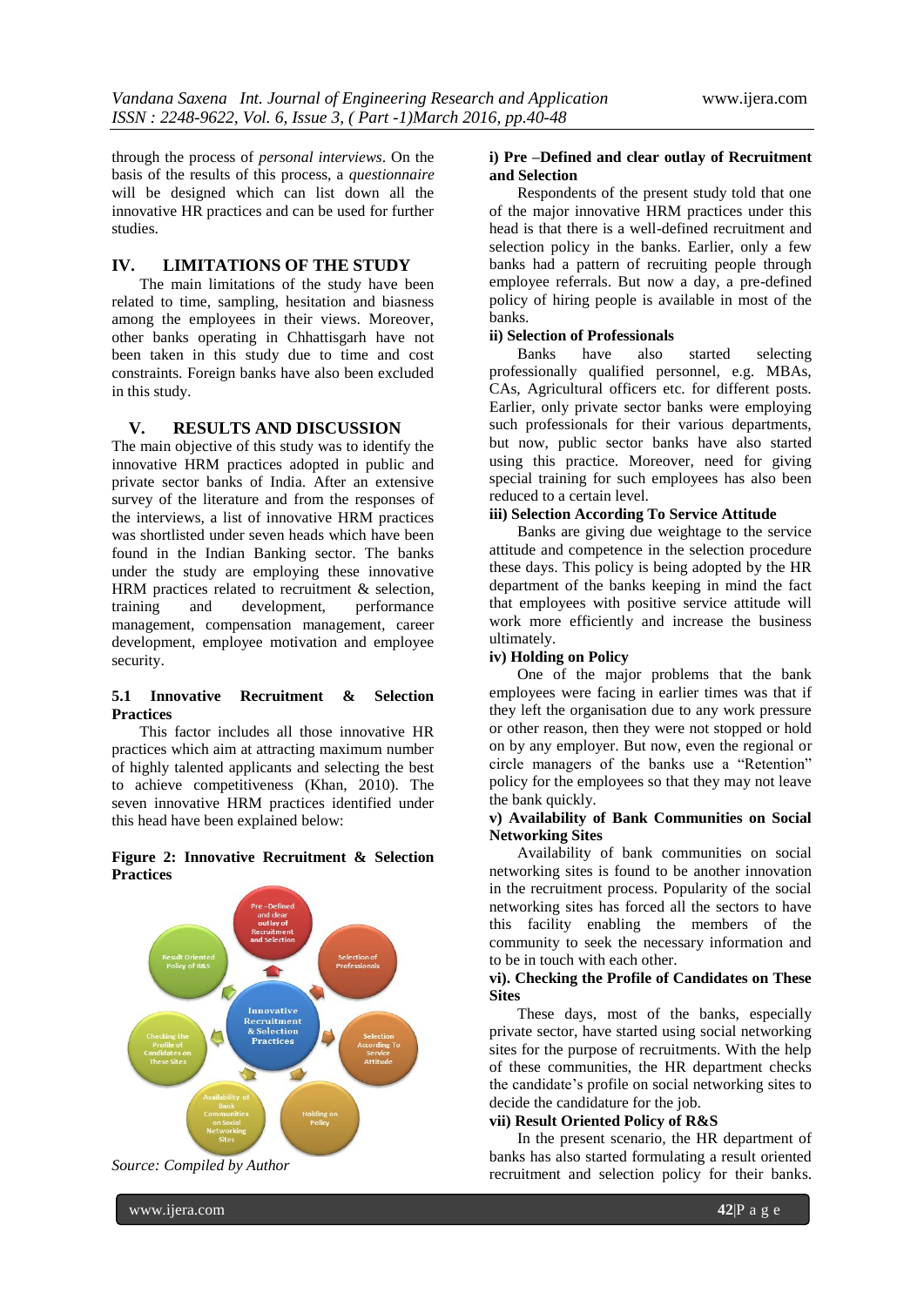through the process of *personal interviews*. On the basis of the results of this process, a *questionnaire* will be designed which can list down all the innovative HR practices and can be used for further studies.

## IV. LIMITATIONS OF THE STUDY

The main limitations of the study have been related to time, sampling, hesitation and biasness among the employees in their views. Moreover, other banks operating in Chhattisgarh have not been taken in this study due to time and cost constraints. Foreign banks have also been excluded in this study.

## V. RESULTS AND DISCUSSION

The main objective of this study was to identify the innovative HRM practices adopted in public and private sector banks of India. After an extensive survey of the literature and from the responses of the interviews, a list of innovative HRM practices was shortlisted under seven heads which have been found in the Indian Banking sector. The banks under the study are employing these innovative HRM practices related to recruitment & selection, training and development, performance management, compensation management, career development, employee motivation and employee security.

### 5.1 Innovative Recruitment & Selection Practices

This factor includes all those innovative HR practices which aim at attracting maximum number of highly talented applicants and selecting the best to achieve competitiveness (Khan, 2010). The seven innovative HRM practices identified under this head have been explained below:

**Figure 2: Innovative Recruitment & Selection Practices**

*Source: Compiled by Author*

**i) Pre –Defined and clear outlay of Recruitment and Selection**

Respondents of the present study told that one of the major innovative HRM practices under this head is that there is a well-defined recruitment and selection policy in the banks. Earlier, only a few banks had a pattern of recruiting people through employee referrals. But now a day, a pre-defined policy of hiring people is available in most of the banks.

**ii) Selection of Professionals**

Banks have also started selecting professionally qualified personnel, e.g. MBAs, CAs, Agricultural officers etc. for different posts. Earlier, only private sector banks were employing such professionals for their various departments, but now, public sector banks have also started using this practice. Moreover, need for giving special training for such employees has also been reduced to a certain level.

**iii) Selection According To Service Attitude**

Banks are giving due weightage to the service attitude and competence in the selection procedure these days. This policy is being adopted by the HR department of the banks keeping in mind the fact that employees with positive service attitude will work more efficiently and increase the business ultimately.

**iv) Holding on Policy**

One of the major problems that the bank employees were facing in earlier times was that if they left the organisation due to any work pressure or other reason, then they were not stopped or hold on by any employer. But now, even the regional or circle managers of the banks use a "Retention" policy for the employees so that they may not leave the bank quickly.

**v) Availability of Bank Communities on Social Networking Sites**

Availability of bank communities on social networking sites is found to be another innovation in the recruitment process. Popularity of the social networking sites has forced all the sectors to have this facility enabling the members of the community to seek the necessary information and to be in touch with each other.

**vi). Checking the Profile of Candidates on These Sites**

These days, most of the banks, especially private sector, have started using social networking sites for the purpose of recruitments. With the help of these communities, the HR department checks the candidate's profile on social networking sites to decide the candidature for the job.

**vii) Result Oriented Policy of R&S**

In the present scenario, the HR department of banks has also started formulating a result oriented recruitment and selection policy for their banks.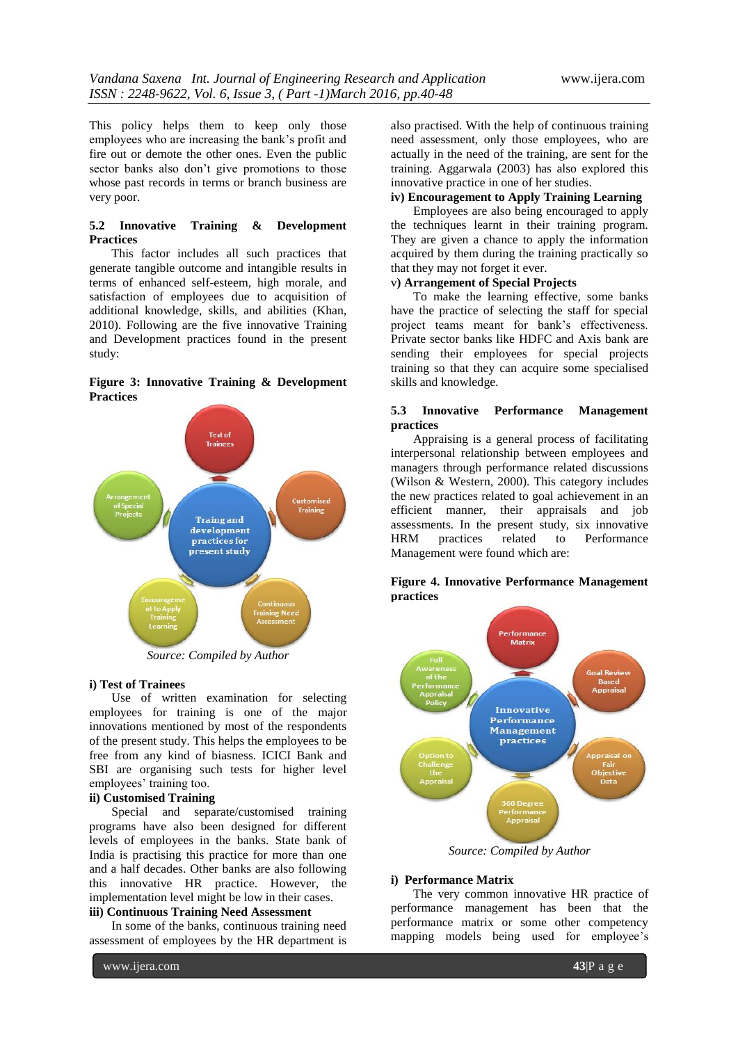This policy helps them to keep only those employees who are increasing the bank's profit and fire out or demote the other ones. Even the public sector banks also don't give promotions to those whose past records in terms or branch business are very poor.

### 5.2 Innovative Training & Development Practices

This factor includes all such practices that generate tangible outcome and intangible results in terms of enhanced self-esteem, high morale, and satisfaction of employees due to acquisition of additional knowledge, skills, and abilities (Khan, 2010). Following are the five innovative Training and Development practices found in the present study:

**Figure 3: Innovative Training & Development Practices**

*Source: Compiled by Author*

**i) Test of Trainees**

Use of written examination for selecting employees for training is one of the major innovations mentioned by most of the respondents of the present study. This helps the employees to be free from any kind of biasness. ICICI Bank and SBI are organising such tests for higher level employees' training too.

**ii) Customised Training**

Special and separate/customised training programs have also been designed for different levels of employees in the banks. State bank of India is practising this practice for more than one and a half decades. Other banks are also following this innovative HR practice. However, the implementation level might be low in their cases.

**iii) Continuous Training Need Assessment**

In some of the banks, continuous training need assessment of employees by the HR department is also practised. With the help of continuous training need assessment, only those employees, who are actually in the need of the training, are sent for the training. Aggarwala (2003) has also explored this innovative practice in one of her studies.

**iv) Encouragement to Apply Training Learning**

Employees are also being encouraged to apply the techniques learnt in their training program. They are given a chance to apply the information acquired by them during the training practically so that they may not forget it ever.

**v) Arrangement of Special Projects**

To make the learning effective, some banks have the practice of selecting the staff for special project teams meant for bank's effectiveness. Private sector banks like HDFC and Axis bank are sending their employees for special projects training so that they can acquire some specialised skills and knowledge.

### 5.3 Innovative Performance Management practices

Appraising is a general process of facilitating interpersonal relationship between employees and managers through performance related discussions (Wilson & Western, 2000). This category includes the new practices related to goal achievement in an efficient manner, their appraisals and job assessments. In the present study, six innovative HRM practices related to Performance Management were found which are:

**Figure 4. Innovative Performance Management practices**

*Source: Compiled by Author*

**i) Performance Matrix**

The very common innovative HR practice of performance management has been that the performance matrix or some other competency mapping models being used for employee's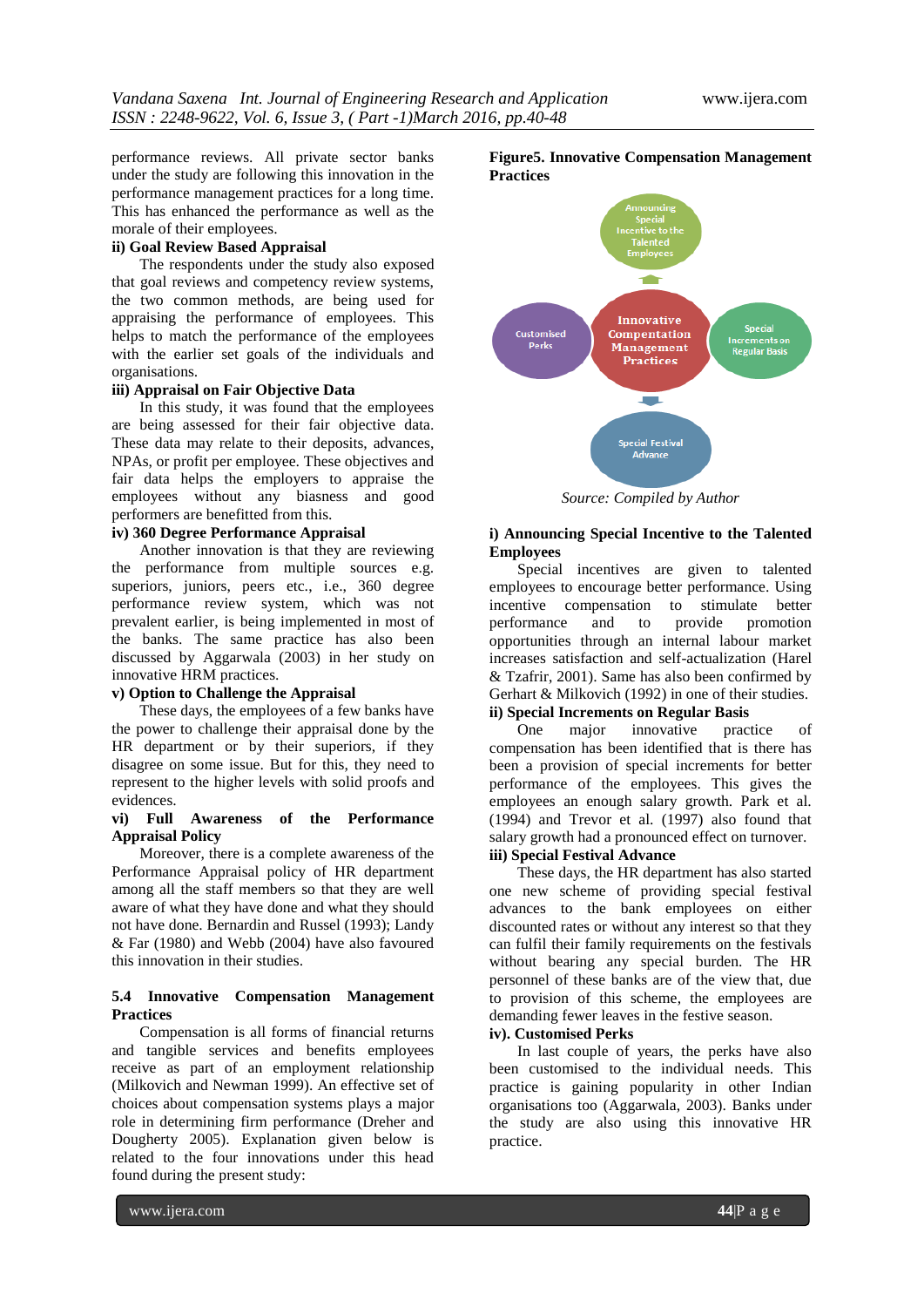performance reviews. All private sector banks under the study are following this innovation in the performance management practices for a long time. This has enhanced the performance as well as the morale of their employees.

**ii) Goal Review Based Appraisal**

The respondents under the study also exposed that goal reviews and competency review systems, the two common methods, are being used for appraising the performance of employees. This helps to match the performance of the employees with the earlier set goals of the individuals and organisations.

**iii) Appraisal on Fair Objective Data**

In this study, it was found that the employees are being assessed for their fair objective data. These data may relate to their deposits, advances, NPAs, or profit per employee. These objectives and fair data helps the employers to appraise the employees without any biasness and good performers are benefitted from this.

**iv) 360 Degree Performance Appraisal**

Another innovation is that they are reviewing the performance from multiple sources e.g. superiors, juniors, peers etc., i.e., 360 degree performance review system, which was not prevalent earlier, is being implemented in most of the banks. The same practice has also been discussed by Aggarwala (2003) in her study on innovative HRM practices.

**v) Option to Challenge the Appraisal**

These days, the employees of a few banks have the power to challenge their appraisal done by the HR department or by their superiors, if they disagree on some issue. But for this, they need to represent to the higher levels with solid proofs and evidences.

**vi) Full Awareness of the Performance Appraisal Policy**

Moreover, there is a complete awareness of the Performance Appraisal policy of HR department among all the staff members so that they are well aware of what they have done and what they should not have done. Bernardin and Russel (1993); Landy & Far (1980) and Webb (2004) have also favoured this innovation in their studies.

## 5.4 Innovative Compensation Management Practices

Compensation is all forms of financial returns and tangible services and benefits employees receive as part of an employment relationship (Milkovich and Newman 1999). An effective set of choices about compensation systems plays a major role in determining firm performance (Dreher and Dougherty 2005). Explanation given below is related to the four innovations under this head found during the present study:

**Figure5. Innovative Compensation Management Practices**

Innovative Compentation Management Practices: Announcing Special Incentive to the Talented Employees; Special Increments on Regular Basis; Special Festival Advance; Customised Perks

*Source: Compiled by Author*

**i) Announcing Special Incentive to the Talented Employees**

Special incentives are given to talented employees to encourage better performance. Using incentive compensation to stimulate better performance and to provide promotion opportunities through an internal labour market increases satisfaction and self-actualization (Harel & Tzafrir, 2001). Same has also been confirmed by Gerhart & Milkovich (1992) in one of their studies.

**ii) Special Increments on Regular Basis**

One major innovative practice of compensation has been identified that is there has been a provision of special increments for better performance of the employees. This gives the employees an enough salary growth. Park et al. (1994) and Trevor et al. (1997) also found that salary growth had a pronounced effect on turnover.

**iii) Special Festival Advance**

These days, the HR department has also started one new scheme of providing special festival advances to the bank employees on either discounted rates or without any interest so that they can fulfil their family requirements on the festivals without bearing any special burden. The HR personnel of these banks are of the view that, due to provision of this scheme, the employees are demanding fewer leaves in the festive season.

**iv). Customised Perks**

In last couple of years, the perks have also been customised to the individual needs. This practice is gaining popularity in other Indian organisations too (Aggarwala, 2003). Banks under the study are also using this innovative HR practice.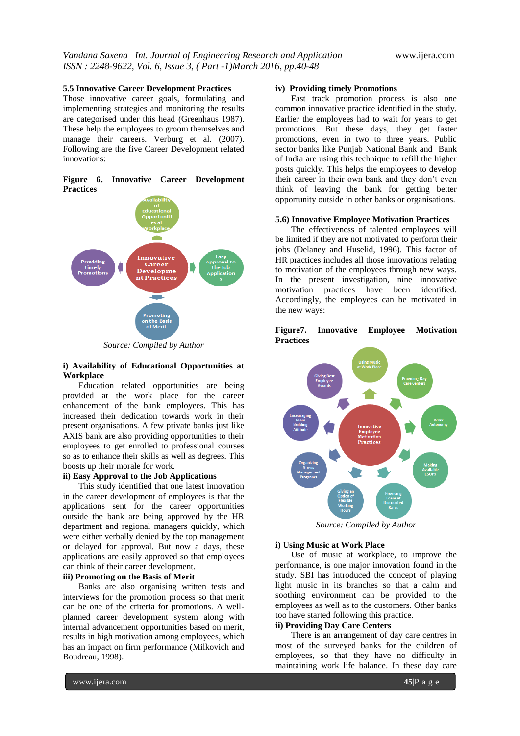### 5.5 Innovative Career Development Practices

Those innovative career goals, formulating and implementing strategies and monitoring the results are categorised under this head (Greenhaus 1987). These help the employees to groom themselves and manage their careers. Verburg et al. (2007). Following are the five Career Development related innovations:

**Figure 6. Innovative Career Development Practices**

*Source: Compiled by Author*

**i) Availability of Educational Opportunities at Workplace**

Education related opportunities are being provided at the work place for the career enhancement of the bank employees. This has increased their dedication towards work in their present organisations. A few private banks just like AXIS bank are also providing opportunities to their employees to get enrolled to professional courses so as to enhance their skills as well as degrees. This boosts up their morale for work.

**ii) Easy Approval to the Job Applications**

This study identified that one latest innovation in the career development of employees is that the applications sent for the career opportunities outside the bank are being approved by the HR department and regional managers quickly, which were either verbally denied by the top management or delayed for approval. But now a days, these applications are easily approved so that employees can think of their career development.

**iii) Promoting on the Basis of Merit**

Banks are also organising written tests and interviews for the promotion process so that merit can be one of the criteria for promotions. A well-planned career development system along with internal advancement opportunities based on merit, results in high motivation among employees, which has an impact on firm performance (Milkovich and Boudreau, 1998).

**iv) Providing timely Promotions**

Fast track promotion process is also one common innovative practice identified in the study. Earlier the employees had to wait for years to get promotions. But these days, they get faster promotions, even in two to three years. Public sector banks like Punjab National Bank and Bank of India are using this technique to refill the higher posts quickly. This helps the employees to develop their career in their own bank and they don't even think of leaving the bank for getting better opportunity outside in other banks or organisations.

### 5.6) Innovative Employee Motivation Practices

The effectiveness of talented employees will be limited if they are not motivated to perform their jobs (Delaney and Huselid, 1996). This factor of HR practices includes all those innovations relating to motivation of the employees through new ways. In the present investigation, nine innovative motivation practices have been identified. Accordingly, the employees can be motivated in the new ways:

**Figure7. Innovative Employee Motivation Practices**

*Source: Compiled by Author*

**i) Using Music at Work Place**

Use of music at workplace, to improve the performance, is one major innovation found in the study. SBI has introduced the concept of playing light music in its branches so that a calm and soothing environment can be provided to the employees as well as to the customers. Other banks too have started following this practice.

**ii) Providing Day Care Centers**

There is an arrangement of day care centres in most of the surveyed banks for the children of employees, so that they have no difficulty in maintaining work life balance. In these day care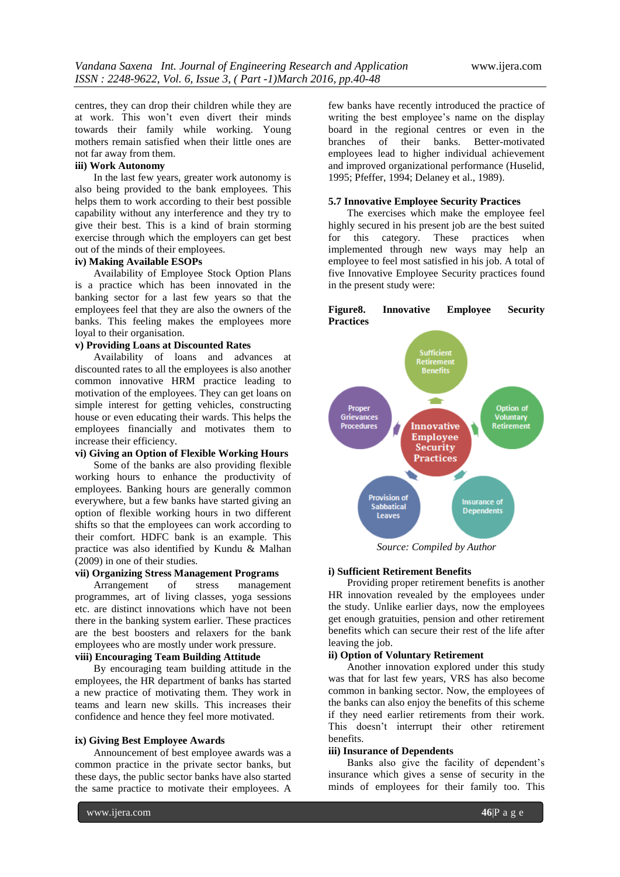centres, they can drop their children while they are at work. This won't even divert their minds towards their family while working. Young mothers remain satisfied when their little ones are not far away from them.

**iii) Work Autonomy**

In the last few years, greater work autonomy is also being provided to the bank employees. This helps them to work according to their best possible capability without any interference and they try to give their best. This is a kind of brain storming exercise through which the employers can get best out of the minds of their employees.

**iv) Making Available ESOPs**

Availability of Employee Stock Option Plans is a practice which has been innovated in the banking sector for a last few years so that the employees feel that they are also the owners of the banks. This feeling makes the employees more loyal to their organisation.

**v) Providing Loans at Discounted Rates**

Availability of loans and advances at discounted rates to all the employees is also another common innovative HRM practice leading to motivation of the employees. They can get loans on simple interest for getting vehicles, constructing house or even educating their wards. This helps the employees financially and motivates them to increase their efficiency.

**vi) Giving an Option of Flexible Working Hours**

Some of the banks are also providing flexible working hours to enhance the productivity of employees. Banking hours are generally common everywhere, but a few banks have started giving an option of flexible working hours in two different shifts so that the employees can work according to their comfort. HDFC bank is an example. This practice was also identified by Kundu & Malhan (2009) in one of their studies.

**vii) Organizing Stress Management Programs**

Arrangement of stress management programmes, art of living classes, yoga sessions etc. are distinct innovations which have not been there in the banking system earlier. These practices are the best boosters and relaxers for the bank employees who are mostly under work pressure.

**viii) Encouraging Team Building Attitude**

By encouraging team building attitude in the employees, the HR department of banks has started a new practice of motivating them. They work in teams and learn new skills. This increases their confidence and hence they feel more motivated.

**ix) Giving Best Employee Awards**

Announcement of best employee awards was a common practice in the private sector banks, but these days, the public sector banks have also started the same practice to motivate their employees. A few banks have recently introduced the practice of writing the best employee's name on the display board in the regional centres or even in the branches of their banks. Better-motivated employees lead to higher individual achievement and improved organizational performance (Huselid, 1995; Pfeffer, 1994; Delaney et al., 1989).

### 5.7 Innovative Employee Security Practices

The exercises which make the employee feel highly secured in his present job are the best suited for this category. These practices when implemented through new ways may help an employee to feel most satisfied in his job. A total of five Innovative Employee Security practices found in the present study were:

**Figure8. Innovative Employee Security Practices**

Innovative Employee Security Practices: Sufficient Retirement Benefits; Option of Voluntary Retirement; Insurance of Dependents; Provision of Sabbatical Leaves; Proper Grievances Procedures

*Source: Compiled by Author*

**i) Sufficient Retirement Benefits**

Providing proper retirement benefits is another HR innovation revealed by the employees under the study. Unlike earlier days, now the employees get enough gratuities, pension and other retirement benefits which can secure their rest of the life after leaving the job.

**ii) Option of Voluntary Retirement**

Another innovation explored under this study was that for last few years, VRS has also become common in banking sector. Now, the employees of the banks can also enjoy the benefits of this scheme if they need earlier retirements from their work. This doesn't interrupt their other retirement benefits.

**iii) Insurance of Dependents**

Banks also give the facility of dependent's insurance which gives a sense of security in the minds of employees for their family too. This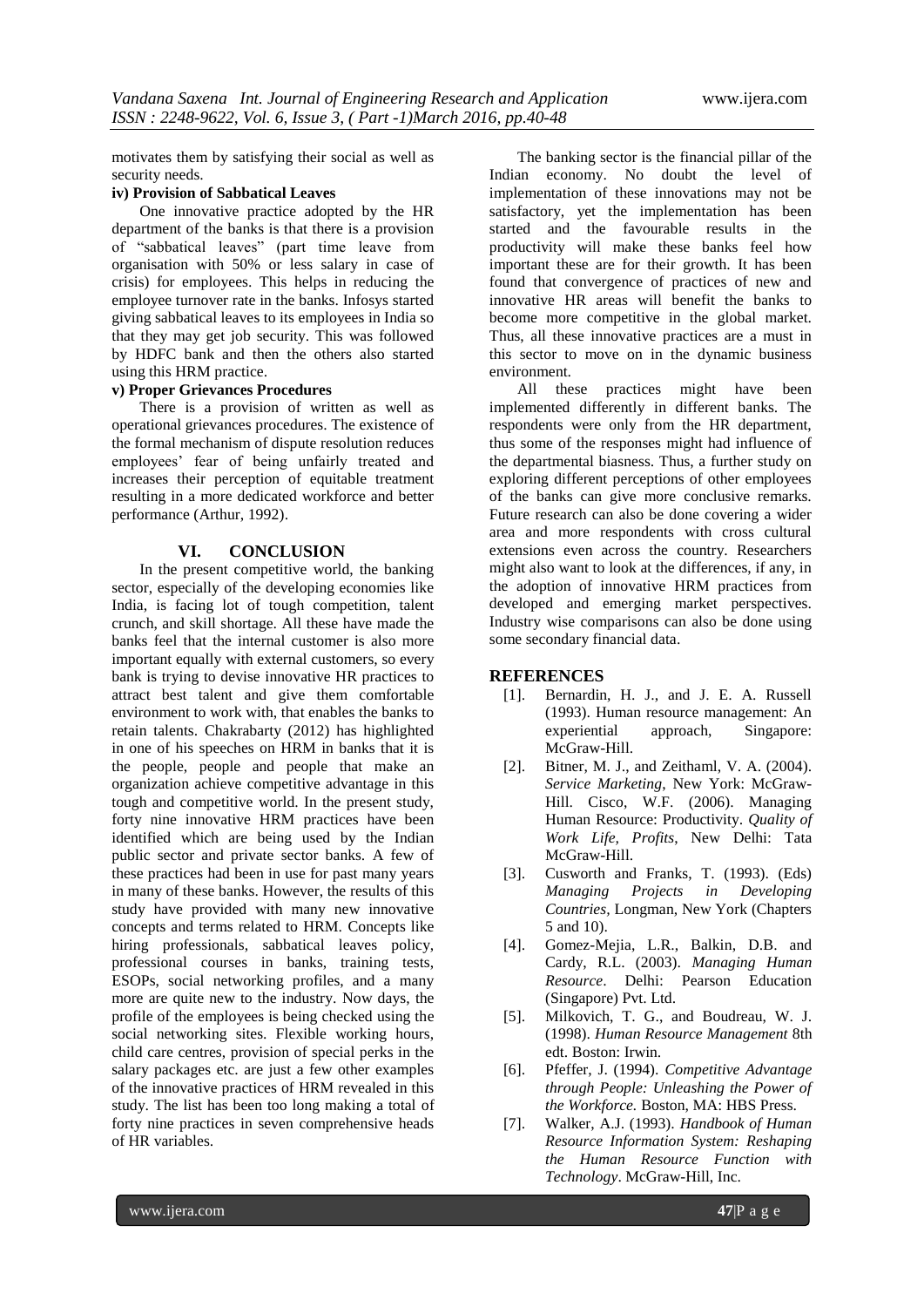motivates them by satisfying their social as well as security needs.

**iv) Provision of Sabbatical Leaves**

One innovative practice adopted by the HR department of the banks is that there is a provision of "sabbatical leaves" (part time leave from organisation with 50% or less salary in case of crisis) for employees. This helps in reducing the employee turnover rate in the banks. Infosys started giving sabbatical leaves to its employees in India so that they may get job security. This was followed by HDFC bank and then the others also started using this HRM practice.

**v) Proper Grievances Procedures**

There is a provision of written as well as operational grievances procedures. The existence of the formal mechanism of dispute resolution reduces employees' fear of being unfairly treated and increases their perception of equitable treatment resulting in a more dedicated workforce and better performance (Arthur, 1992).

## VI. CONCLUSION

In the present competitive world, the banking sector, especially of the developing economies like India, is facing lot of tough competition, talent crunch, and skill shortage. All these have made the banks feel that the internal customer is also more important equally with external customers, so every bank is trying to devise innovative HR practices to attract best talent and give them comfortable environment to work with, that enables the banks to retain talents. Chakrabarty (2012) has highlighted in one of his speeches on HRM in banks that it is the people, people and people that make an organization achieve competitive advantage in this tough and competitive world. In the present study, forty nine innovative HRM practices have been identified which are being used by the Indian public sector and private sector banks. A few of these practices had been in use for past many years in many of these banks. However, the results of this study have provided with many new innovative concepts and terms related to HRM. Concepts like hiring professionals, sabbatical leaves policy, professional courses in banks, training tests, ESOPs, social networking profiles, and a many more are quite new to the industry. Now days, the profile of the employees is being checked using the social networking sites. Flexible working hours, child care centres, provision of special perks in the salary packages etc. are just a few other examples of the innovative practices of HRM revealed in this study. The list has been too long making a total of forty nine practices in seven comprehensive heads of HR variables.

The banking sector is the financial pillar of the Indian economy. No doubt the level of implementation of these innovations may not be satisfactory, yet the implementation has been started and the favourable results in the productivity will make these banks feel how important these are for their growth. It has been found that convergence of practices of new and innovative HR areas will benefit the banks to become more competitive in the global market. Thus, all these innovative practices are a must in this sector to move on in the dynamic business environment.

All these practices might have been implemented differently in different banks. The respondents were only from the HR department, thus some of the responses might had influence of the departmental biasness. Thus, a further study on exploring different perceptions of other employees of the banks can give more conclusive remarks. Future research can also be done covering a wider area and more respondents with cross cultural extensions even across the country. Researchers might also want to look at the differences, if any, in the adoption of innovative HRM practices from developed and emerging market perspectives. Industry wise comparisons can also be done using some secondary financial data.

## REFERENCES

[1]. Bernardin, H. J., and J. E. A. Russell (1993). Human resource management: An experiential approach, Singapore: McGraw-Hill.

[2]. Bitner, M. J., and Zeithaml, V. A. (2004). *Service Marketing*, New York: McGraw-Hill. Cisco, W.F. (2006). Managing Human Resource: Productivity. *Quality of Work Life, Profits*, New Delhi: Tata McGraw-Hill.

[3]. Cusworth and Franks, T. (1993). (Eds) *Managing Projects in Developing Countries*, Longman, New York (Chapters 5 and 10).

[4]. Gomez-Mejia, L.R., Balkin, D.B. and Cardy, R.L. (2003). *Managing Human Resource*. Delhi: Pearson Education (Singapore) Pvt. Ltd.

[5]. Milkovich, T. G., and Boudreau, W. J. (1998). *Human Resource Management* 8th edt. Boston: Irwin.

[6]. Pfeffer, J. (1994). *Competitive Advantage through People: Unleashing the Power of the Workforce.* Boston, MA: HBS Press.

[7]. Walker, A.J. (1993). *Handbook of Human Resource Information System: Reshaping the Human Resource Function with Technology*. McGraw-Hill, Inc.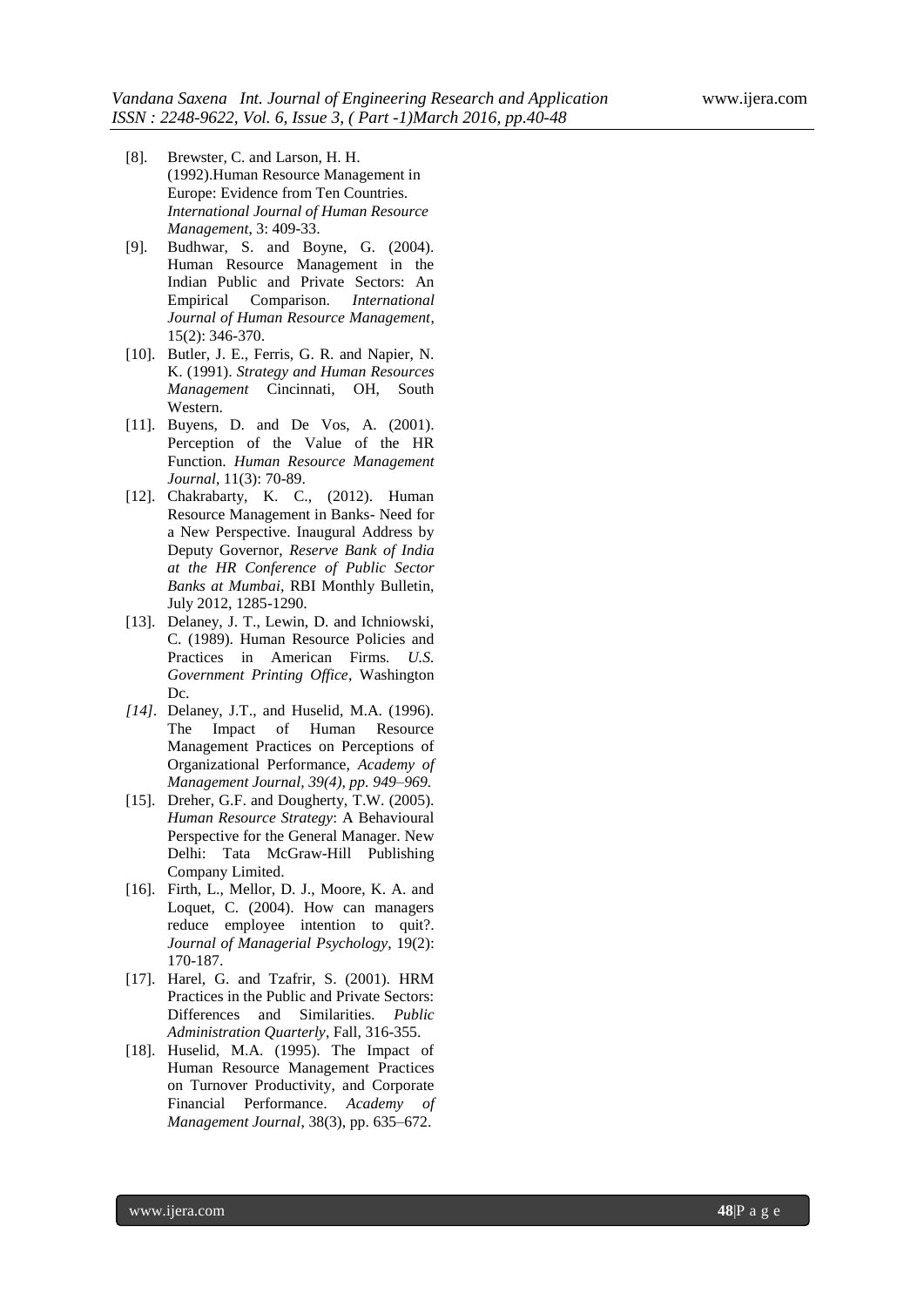[8]. Brewster, C. and Larson, H. H. (1992).Human Resource Management in Europe: Evidence from Ten Countries. *International Journal of Human Resource Management*, 3: 409-33.

[9]. Budhwar, S. and Boyne, G. (2004). Human Resource Management in the Indian Public and Private Sectors: An Empirical Comparison. *International Journal of Human Resource Management*, 15(2): 346-370.

[10]. Butler, J. E., Ferris, G. R. and Napier, N. K. (1991). *Strategy and Human Resources Management* Cincinnati, OH, South Western.

[11]. Buyens, D. and De Vos, A. (2001). Perception of the Value of the HR Function. *Human Resource Management Journal*, 11(3): 70-89.

[12]. Chakrabarty, K. C., (2012). Human Resource Management in Banks- Need for a New Perspective. Inaugural Address by Deputy Governor, *Reserve Bank of India at the HR Conference of Public Sector Banks at Mumbai*, RBI Monthly Bulletin, July 2012, 1285-1290.

[13]. Delaney, J. T., Lewin, D. and Ichniowski, C. (1989). Human Resource Policies and Practices in American Firms. *U.S. Government Printing Office*, Washington Dc.

*[14]*. Delaney, J.T., and Huselid, M.A. (1996). The Impact of Human Resource Management Practices on Perceptions of Organizational Performance, *Academy of Management Journal, 39(4), pp. 949–969.*

[15]. Dreher, G.F. and Dougherty, T.W. (2005). *Human Resource Strategy*: A Behavioural Perspective for the General Manager. New Delhi: Tata McGraw-Hill Publishing Company Limited.

[16]. Firth, L., Mellor, D. J., Moore, K. A. and Loquet, C. (2004). How can managers reduce employee intention to quit?. *Journal of Managerial Psychology*, 19(2): 170-187.

[17]. Harel, G. and Tzafrir, S. (2001). HRM Practices in the Public and Private Sectors: Differences and Similarities. *Public Administration Quarterly*, Fall, 316-355.

[18]. Huselid, M.A. (1995). The Impact of Human Resource Management Practices on Turnover Productivity, and Corporate Financial Performance. *Academy of Management Journal*, 38(3), pp. 635–672.